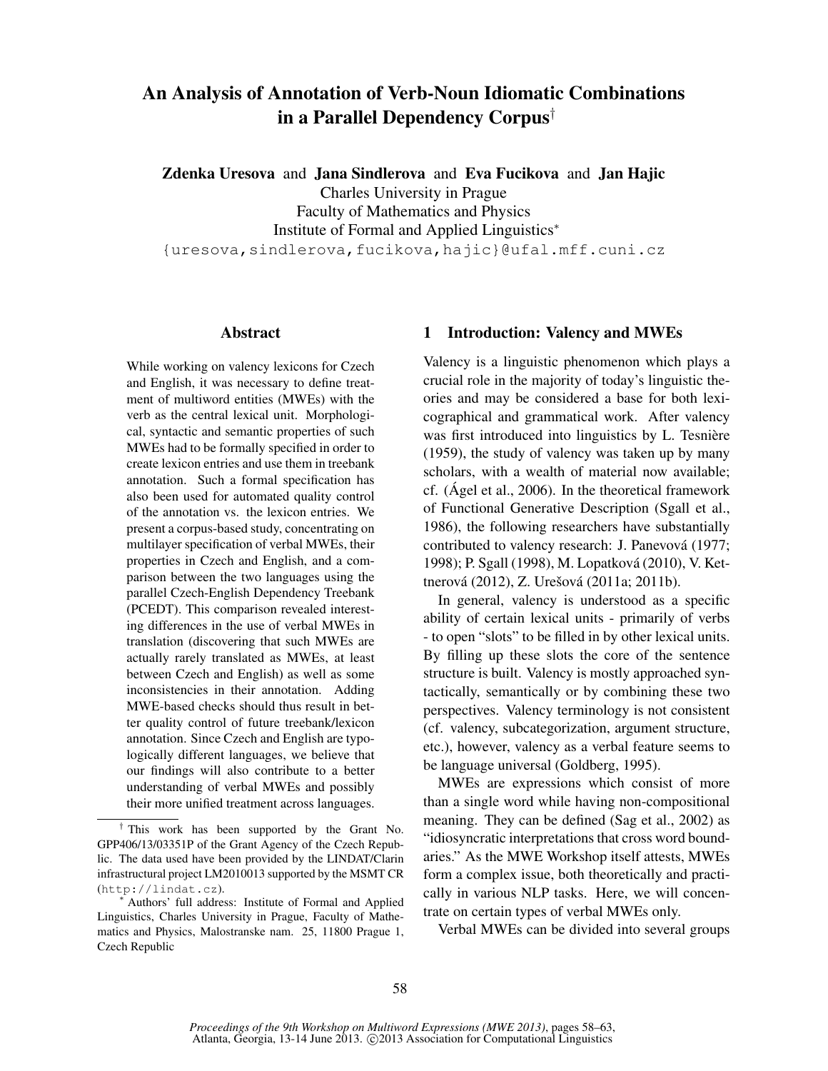# An Analysis of Annotation of Verb-Noun Idiomatic Combinations in a Parallel Dependency Corpus[†]

**Zdenka Uresova** and **Jana Sindlerova** and **Eva Fucikova** and **Jan Hajic**
Charles University in Prague
Faculty of Mathematics and Physics
Institute of Formal and Applied Linguistics[*]
{uresova,sindlerova,fucikova,hajic}@ufal.mff.cuni.cz

## Abstract

While working on valency lexicons for Czech and English, it was necessary to define treatment of multiword entities (MWEs) with the verb as the central lexical unit. Morphological, syntactic and semantic properties of such MWEs had to be formally specified in order to create lexicon entries and use them in treebank annotation. Such a formal specification has also been used for automated quality control of the annotation vs. the lexicon entries. We present a corpus-based study, concentrating on multilayer specification of verbal MWEs, their properties in Czech and English, and a comparison between the two languages using the parallel Czech-English Dependency Treebank (PCEDT). This comparison revealed interesting differences in the use of verbal MWEs in translation (discovering that such MWEs are actually rarely translated as MWEs, at least between Czech and English) as well as some inconsistencies in their annotation. Adding MWE-based checks should thus result in better quality control of future treebank/lexicon annotation. Since Czech and English are typologically different languages, we believe that our findings will also contribute to a better understanding of verbal MWEs and possibly their more unified treatment across languages.

[†] This work has been supported by the Grant No. GPP406/13/03351P of the Grant Agency of the Czech Republic. The data used have been provided by the LINDAT/Clarin infrastructural project LM2010013 supported by the MSMT CR (http://lindat.cz).

[*] Authors' full address: Institute of Formal and Applied Linguistics, Charles University in Prague, Faculty of Mathematics and Physics, Malostranske nam. 25, 11800 Prague 1, Czech Republic

## 1 Introduction: Valency and MWEs

Valency is a linguistic phenomenon which plays a crucial role in the majority of today's linguistic theories and may be considered a base for both lexicographical and grammatical work. After valency was first introduced into linguistics by L. Tesnière (1959), the study of valency was taken up by many scholars, with a wealth of material now available; cf. (Ágel et al., 2006). In the theoretical framework of Functional Generative Description (Sgall et al., 1986), the following researchers have substantially contributed to valency research: J. Panevová (1977; 1998); P. Sgall (1998), M. Lopatková (2010), V. Kettnerová (2012), Z. Urešová (2011a; 2011b).

In general, valency is understood as a specific ability of certain lexical units - primarily of verbs - to open "slots" to be filled in by other lexical units. By filling up these slots the core of the sentence structure is built. Valency is mostly approached syntactically, semantically or by combining these two perspectives. Valency terminology is not consistent (cf. valency, subcategorization, argument structure, etc.), however, valency as a verbal feature seems to be language universal (Goldberg, 1995).

MWEs are expressions which consist of more than a single word while having non-compositional meaning. They can be defined (Sag et al., 2002) as "idiosyncratic interpretations that cross word boundaries." As the MWE Workshop itself attests, MWEs form a complex issue, both theoretically and practically in various NLP tasks. Here, we will concentrate on certain types of verbal MWEs only.

Verbal MWEs can be divided into several groups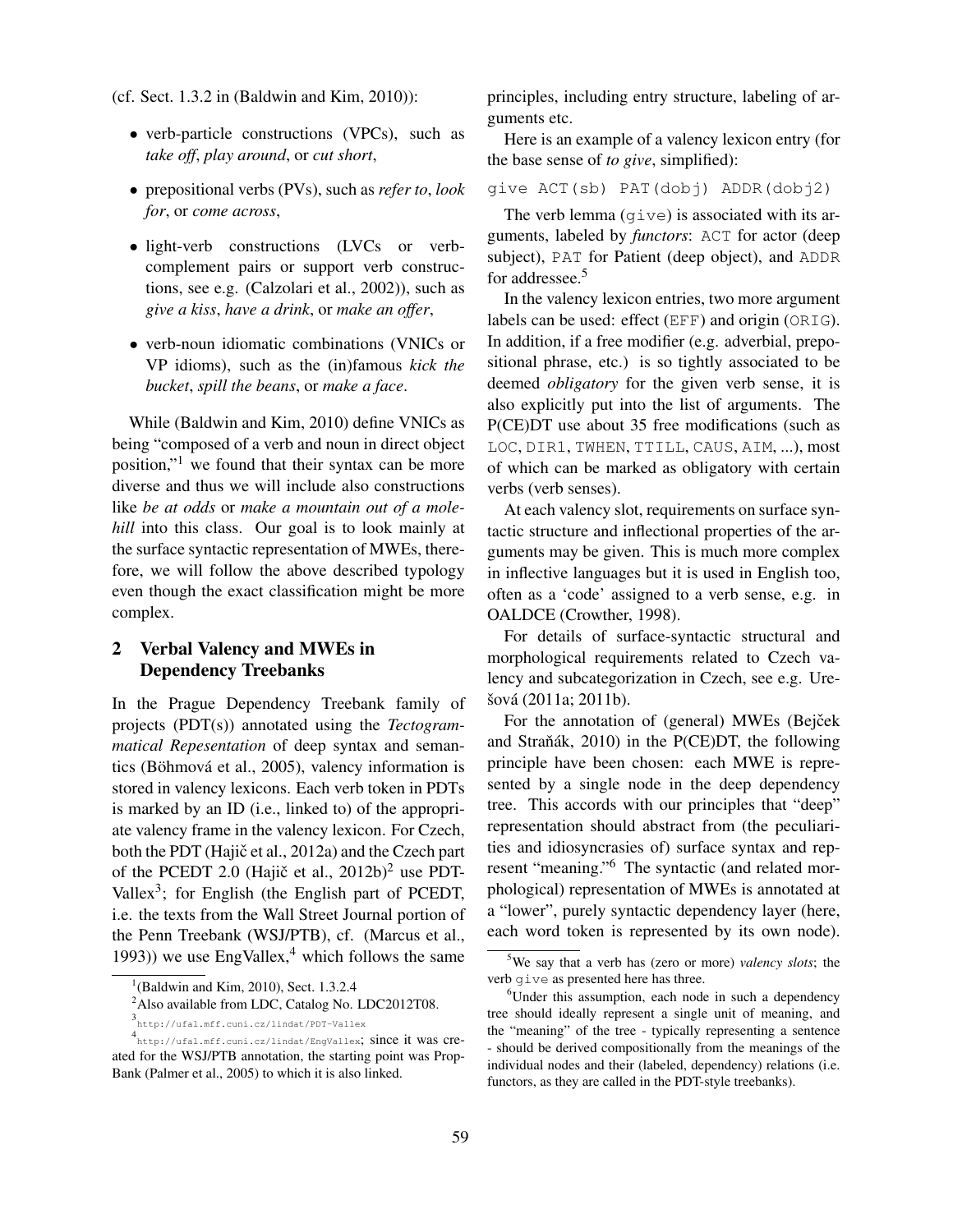(cf. Sect. 1.3.2 in (Baldwin and Kim, 2010)):

- verb-particle constructions (VPCs), such as *take off*, *play around*, or *cut short*,
- prepositional verbs (PVs), such as *refer to*, *look for*, or *come across*,
- light-verb constructions (LVCs or verb-complement pairs or support verb constructions, see e.g. (Calzolari et al., 2002)), such as *give a kiss*, *have a drink*, or *make an offer*,
- verb-noun idiomatic combinations (VNICs or VP idioms), such as the (in)famous *kick the bucket*, *spill the beans*, or *make a face*.

While (Baldwin and Kim, 2010) define VNICs as being "composed of a verb and noun in direct object position,"[1] we found that their syntax can be more diverse and thus we will include also constructions like *be at odds* or *make a mountain out of a molehill* into this class. Our goal is to look mainly at the surface syntactic representation of MWEs, therefore, we will follow the above described typology even though the exact classification might be more complex.

## 2 Verbal Valency and MWEs in Dependency Treebanks

In the Prague Dependency Treebank family of projects (PDT(s)) annotated using the *Tectogrammatical Repesentation* of deep syntax and semantics (Böhmová et al., 2005), valency information is stored in valency lexicons. Each verb token in PDTs is marked by an ID (i.e., linked to) of the appropriate valency frame in the valency lexicon. For Czech, both the PDT (Hajič et al., 2012a) and the Czech part of the PCEDT 2.0 (Hajič et al., 2012b)[2] use PDT-Vallex[3]; for English (the English part of PCEDT, i.e. the texts from the Wall Street Journal portion of the Penn Treebank (WSJ/PTB), cf. (Marcus et al., 1993)) we use EngVallex,[4] which follows the same principles, including entry structure, labeling of arguments etc.

Here is an example of a valency lexicon entry (for the base sense of *to give*, simplified):

```
give ACT(sb) PAT(dobj) ADDR(dobj2)
```

The verb lemma (`give`) is associated with its arguments, labeled by *functors*: `ACT` for actor (deep subject), `PAT` for Patient (deep object), and `ADDR` for addressee.[5]

In the valency lexicon entries, two more argument labels can be used: effect (`EFF`) and origin (`ORIG`). In addition, if a free modifier (e.g. adverbial, prepositional phrase, etc.) is so tightly associated to be deemed *obligatory* for the given verb sense, it is also explicitly put into the list of arguments. The P(CE)DT use about 35 free modifications (such as `LOC`, `DIR1`, `TWHEN`, `TTILL`, `CAUS`, `AIM`, ...), most of which can be marked as obligatory with certain verbs (verb senses).

At each valency slot, requirements on surface syntactic structure and inflectional properties of the arguments may be given. This is much more complex in inflective languages but it is used in English too, often as a 'code' assigned to a verb sense, e.g. in OALDCE (Crowther, 1998).

For details of surface-syntactic structural and morphological requirements related to Czech valency and subcategorization in Czech, see e.g. Urešová (2011a; 2011b).

For the annotation of (general) MWEs (Bejček and Straňák, 2010) in the P(CE)DT, the following principle have been chosen: each MWE is represented by a single node in the deep dependency tree. This accords with our principles that "deep" representation should abstract from (the peculiarities and idiosyncrasies of) surface syntax and represent "meaning."[6] The syntactic (and related morphological) representation of MWEs is annotated at a "lower", purely syntactic dependency layer (here, each word token is represented by its own node).

[1] (Baldwin and Kim, 2010), Sect. 1.3.2.4

[2] Also available from LDC, Catalog No. LDC2012T08.

[3] http://ufal.mff.cuni.cz/lindat/PDT-Vallex

[4] http://ufal.mff.cuni.cz/lindat/EngVallex; since it was created for the WSJ/PTB annotation, the starting point was PropBank (Palmer et al., 2005) to which it is also linked.

[5] We say that a verb has (zero or more) *valency slots*; the verb `give` as presented here has three.

[6] Under this assumption, each node in such a dependency tree should ideally represent a single unit of meaning, and the "meaning" of the tree - typically representing a sentence - should be derived compositionally from the meanings of the individual nodes and their (labeled, dependency) relations (i.e. functors, as they are called in the PDT-style treebanks).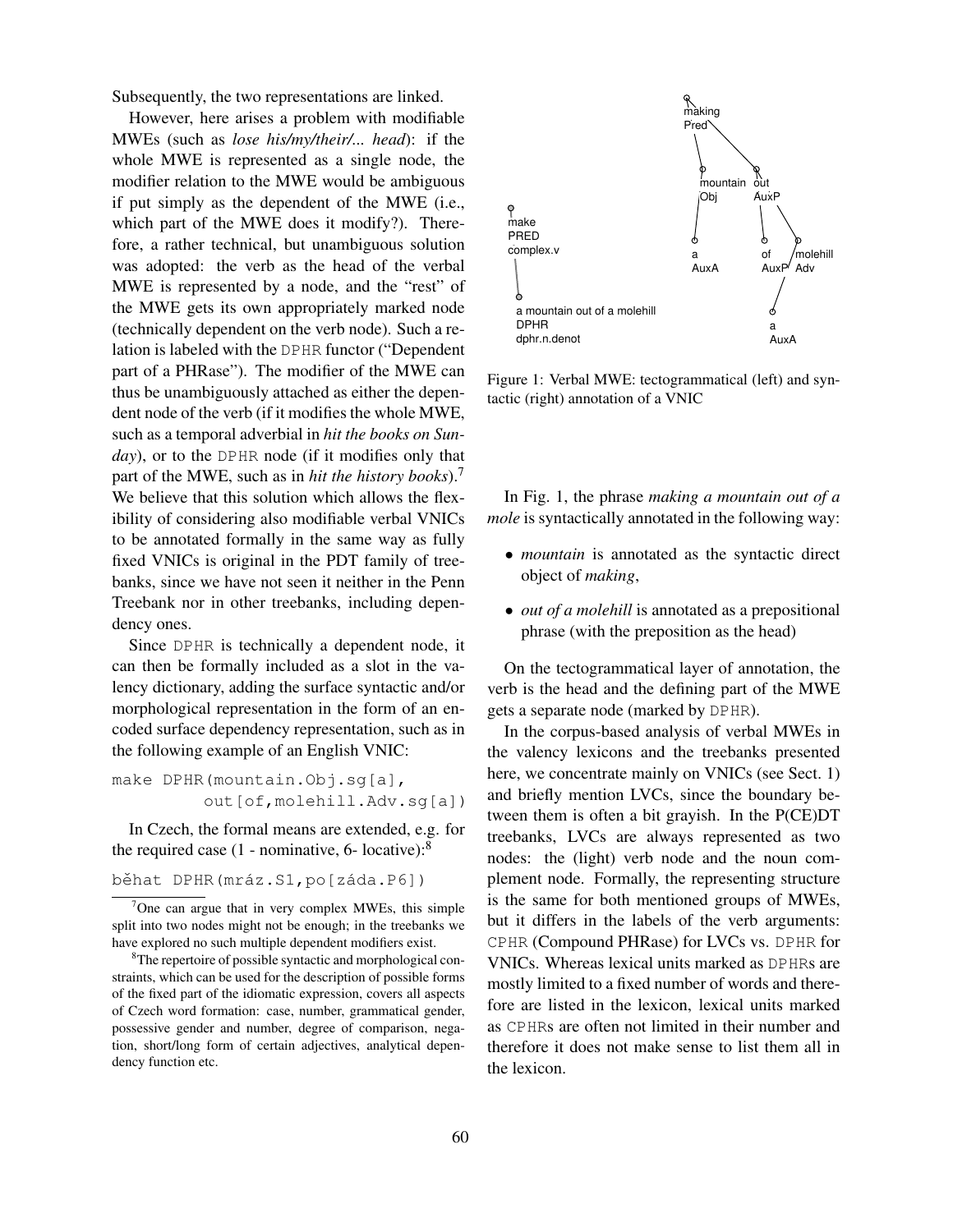Subsequently, the two representations are linked.

However, here arises a problem with modifiable MWEs (such as *lose his/my/their/... head*): if the whole MWE is represented as a single node, the modifier relation to the MWE would be ambiguous if put simply as the dependent of the MWE (i.e., which part of the MWE does it modify?). Therefore, a rather technical, but unambiguous solution was adopted: the verb as the head of the verbal MWE is represented by a node, and the "rest" of the MWE gets its own appropriately marked node (technically dependent on the verb node). Such a relation is labeled with the `DPHR` functor ("Dependent part of a PHRase"). The modifier of the MWE can thus be unambiguously attached as either the dependent node of the verb (if it modifies the whole MWE, such as a temporal adverbial in *hit the books on Sunday*), or to the `DPHR` node (if it modifies only that part of the MWE, such as in *hit the history books*).[7] We believe that this solution which allows the flexibility of considering also modifiable verbal VNICs to be annotated formally in the same way as fully fixed VNICs is original in the PDT family of treebanks, since we have not seen it neither in the Penn Treebank nor in other treebanks, including dependency ones.

Since `DPHR` is technically a dependent node, it can then be formally included as a slot in the valency dictionary, adding the surface syntactic and/or morphological representation in the form of an encoded surface dependency representation, such as in the following example of an English VNIC:

```
make DPHR(mountain.Obj.sg[a],
          out[of,molehill.Adv.sg[a])
```

In Czech, the formal means are extended, e.g. for the required case (1 - nominative, 6- locative):[8]

```
běhat DPHR(mráz.S1,po[záda.P6])
```

[7] One can argue that in very complex MWEs, this simple split into two nodes might not be enough; in the treebanks we have explored no such multiple dependent modifiers exist.

[8] The repertoire of possible syntactic and morphological constraints, which can be used for the description of possible forms of the fixed part of the idiomatic expression, covers all aspects of Czech word formation: case, number, grammatical gender, possessive gender and number, degree of comparison, negation, short/long form of certain adjectives, analytical dependency function etc.

Figure 1: Verbal MWE: tectogrammatical (left) and syntactic (right) annotation of a VNIC

In Fig. 1, the phrase *making a mountain out of a mole* is syntactically annotated in the following way:

- *mountain* is annotated as the syntactic direct object of *making*,
- *out of a molehill* is annotated as a prepositional phrase (with the preposition as the head)

On the tectogrammatical layer of annotation, the verb is the head and the defining part of the MWE gets a separate node (marked by `DPHR`).

In the corpus-based analysis of verbal MWEs in the valency lexicons and the treebanks presented here, we concentrate mainly on VNICs (see Sect. 1) and briefly mention LVCs, since the boundary between them is often a bit grayish. In the P(CE)DT treebanks, LVCs are always represented as two nodes: the (light) verb node and the noun complement node. Formally, the representing structure is the same for both mentioned groups of MWEs, but it differs in the labels of the verb arguments: `CPHR` (Compound PHRase) for LVCs vs. `DPHR` for VNICs. Whereas lexical units marked as `DPHR`s are mostly limited to a fixed number of words and therefore are listed in the lexicon, lexical units marked as `CPHR`s are often not limited in their number and therefore it does not make sense to list them all in the lexicon.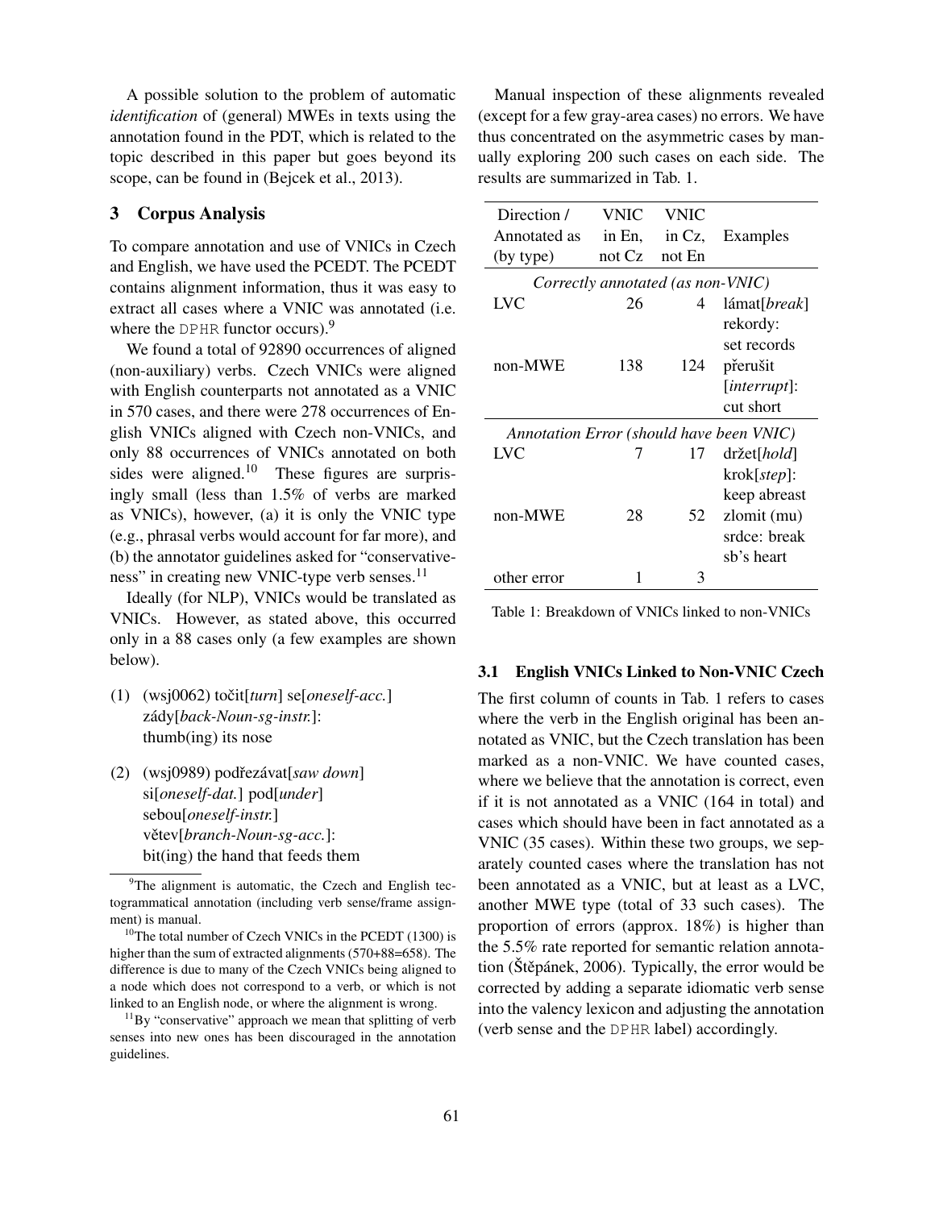A possible solution to the problem of automatic *identification* of (general) MWEs in texts using the annotation found in the PDT, which is related to the topic described in this paper but goes beyond its scope, can be found in (Bejcek et al., 2013).

## 3 Corpus Analysis

To compare annotation and use of VNICs in Czech and English, we have used the PCEDT. The PCEDT contains alignment information, thus it was easy to extract all cases where a VNIC was annotated (i.e. where the DPHR functor occurs).[9]

We found a total of 92890 occurrences of aligned (non-auxiliary) verbs. Czech VNICs were aligned with English counterparts not annotated as a VNIC in 570 cases, and there were 278 occurrences of English VNICs aligned with Czech non-VNICs, and only 88 occurrences of VNICs annotated on both sides were aligned.[10] These figures are surprisingly small (less than 1.5% of verbs are marked as VNICs), however, (a) it is only the VNIC type (e.g., phrasal verbs would account for far more), and (b) the annotator guidelines asked for "conservativeness" in creating new VNIC-type verb senses.[11]

Ideally (for NLP), VNICs would be translated as VNICs. However, as stated above, this occurred only in a 88 cases only (a few examples are shown below).

(1) (wsj0062) točit[*turn*] se[*oneself-acc.*] zády[*back-Noun-sg-instr.*]: thumb(ing) its nose

(2) (wsj0989) podřezávat[*saw down*] si[*oneself-dat.*] pod[*under*] sebou[*oneself-instr.*] větev[*branch-Noun-sg-acc.*]: bit(ing) the hand that feeds them

[9]The alignment is automatic, the Czech and English tectogrammatical annotation (including verb sense/frame assignment) is manual.

[10]The total number of Czech VNICs in the PCEDT (1300) is higher than the sum of extracted alignments (570+88=658). The difference is due to many of the Czech VNICs being aligned to a node which does not correspond to a verb, or which is not linked to an English node, or where the alignment is wrong.

[11]By "conservative" approach we mean that splitting of verb senses into new ones has been discouraged in the annotation guidelines.

Manual inspection of these alignments revealed (except for a few gray-area cases) no errors. We have thus concentrated on the asymmetric cases by manually exploring 200 such cases on each side. The results are summarized in Tab. 1.

| Direction / Annotated as (by type) | VNIC in En, not Cz | VNIC in Cz, not En | Examples |
|---|---|---|---|
| *Correctly annotated (as non-VNIC)* | | | |
| LVC | 26 | 4 | lámat[*break*] rekordy: set records |
| non-MWE | 138 | 124 | přerušit [*interrupt*]: cut short |
| *Annotation Error (should have been VNIC)* | | | |
| LVC | 7 | 17 | držet[*hold*] krok[*step*]: keep abreast |
| non-MWE | 28 | 52 | zlomit (mu) srdce: break sb's heart |
| other error | 1 | 3 | |

Table 1: Breakdown of VNICs linked to non-VNICs

### 3.1 English VNICs Linked to Non-VNIC Czech

The first column of counts in Tab. 1 refers to cases where the verb in the English original has been annotated as VNIC, but the Czech translation has been marked as a non-VNIC. We have counted cases, where we believe that the annotation is correct, even if it is not annotated as a VNIC (164 in total) and cases which should have been in fact annotated as a VNIC (35 cases). Within these two groups, we separately counted cases where the translation has not been annotated as a VNIC, but at least as a LVC, another MWE type (total of 33 such cases). The proportion of errors (approx. 18%) is higher than the 5.5% rate reported for semantic relation annotation (Štěpánek, 2006). Typically, the error would be corrected by adding a separate idiomatic verb sense into the valency lexicon and adjusting the annotation (verb sense and the DPHR label) accordingly.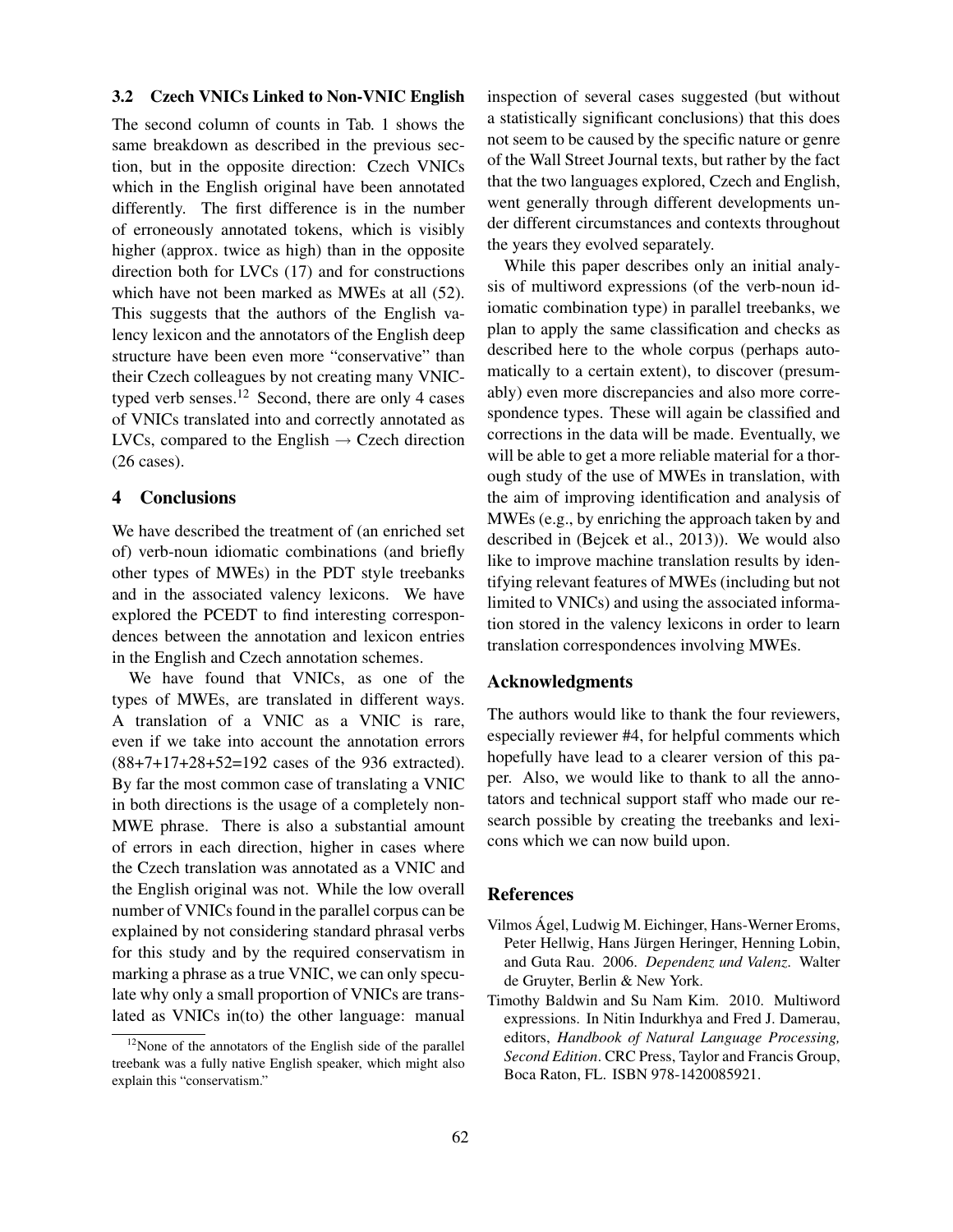### 3.2 Czech VNICs Linked to Non-VNIC English

The second column of counts in Tab. 1 shows the same breakdown as described in the previous section, but in the opposite direction: Czech VNICs which in the English original have been annotated differently. The first difference is in the number of erroneously annotated tokens, which is visibly higher (approx. twice as high) than in the opposite direction both for LVCs (17) and for constructions which have not been marked as MWEs at all (52). This suggests that the authors of the English valency lexicon and the annotators of the English deep structure have been even more "conservative" than their Czech colleagues by not creating many VNIC-typed verb senses.[12] Second, there are only 4 cases of VNICs translated into and correctly annotated as LVCs, compared to the English → Czech direction (26 cases).

## 4 Conclusions

We have described the treatment of (an enriched set of) verb-noun idiomatic combinations (and briefly other types of MWEs) in the PDT style treebanks and in the associated valency lexicons. We have explored the PCEDT to find interesting correspondences between the annotation and lexicon entries in the English and Czech annotation schemes.

We have found that VNICs, as one of the types of MWEs, are translated in different ways. A translation of a VNIC as a VNIC is rare, even if we take into account the annotation errors (88+7+17+28+52=192 cases of the 936 extracted). By far the most common case of translating a VNIC in both directions is the usage of a completely non-MWE phrase. There is also a substantial amount of errors in each direction, higher in cases where the Czech translation was annotated as a VNIC and the English original was not. While the low overall number of VNICs found in the parallel corpus can be explained by not considering standard phrasal verbs for this study and by the required conservatism in marking a phrase as a true VNIC, we can only speculate why only a small proportion of VNICs are translated as VNICs in(to) the other language: manual inspection of several cases suggested (but without a statistically significant conclusions) that this does not seem to be caused by the specific nature or genre of the Wall Street Journal texts, but rather by the fact that the two languages explored, Czech and English, went generally through different developments under different circumstances and contexts throughout the years they evolved separately.

While this paper describes only an initial analysis of multiword expressions (of the verb-noun idiomatic combination type) in parallel treebanks, we plan to apply the same classification and checks as described here to the whole corpus (perhaps automatically to a certain extent), to discover (presumably) even more discrepancies and also more correspondence types. These will again be classified and corrections in the data will be made. Eventually, we will be able to get a more reliable material for a thorough study of the use of MWEs in translation, with the aim of improving identification and analysis of MWEs (e.g., by enriching the approach taken by and described in (Bejcek et al., 2013)). We would also like to improve machine translation results by identifying relevant features of MWEs (including but not limited to VNICs) and using the associated information stored in the valency lexicons in order to learn translation correspondences involving MWEs.

[12] None of the annotators of the English side of the parallel treebank was a fully native English speaker, which might also explain this "conservatism."

## Acknowledgments

The authors would like to thank the four reviewers, especially reviewer #4, for helpful comments which hopefully have lead to a clearer version of this paper. Also, we would like to thank to all the annotators and technical support staff who made our research possible by creating the treebanks and lexicons which we can now build upon.

## References

Vilmos Ágel, Ludwig M. Eichinger, Hans-Werner Eroms, Peter Hellwig, Hans Jürgen Heringer, Henning Lobin, and Guta Rau. 2006. *Dependenz und Valenz*. Walter de Gruyter, Berlin & New York.

Timothy Baldwin and Su Nam Kim. 2010. Multiword expressions. In Nitin Indurkhya and Fred J. Damerau, editors, *Handbook of Natural Language Processing, Second Edition*. CRC Press, Taylor and Francis Group, Boca Raton, FL. ISBN 978-1420085921.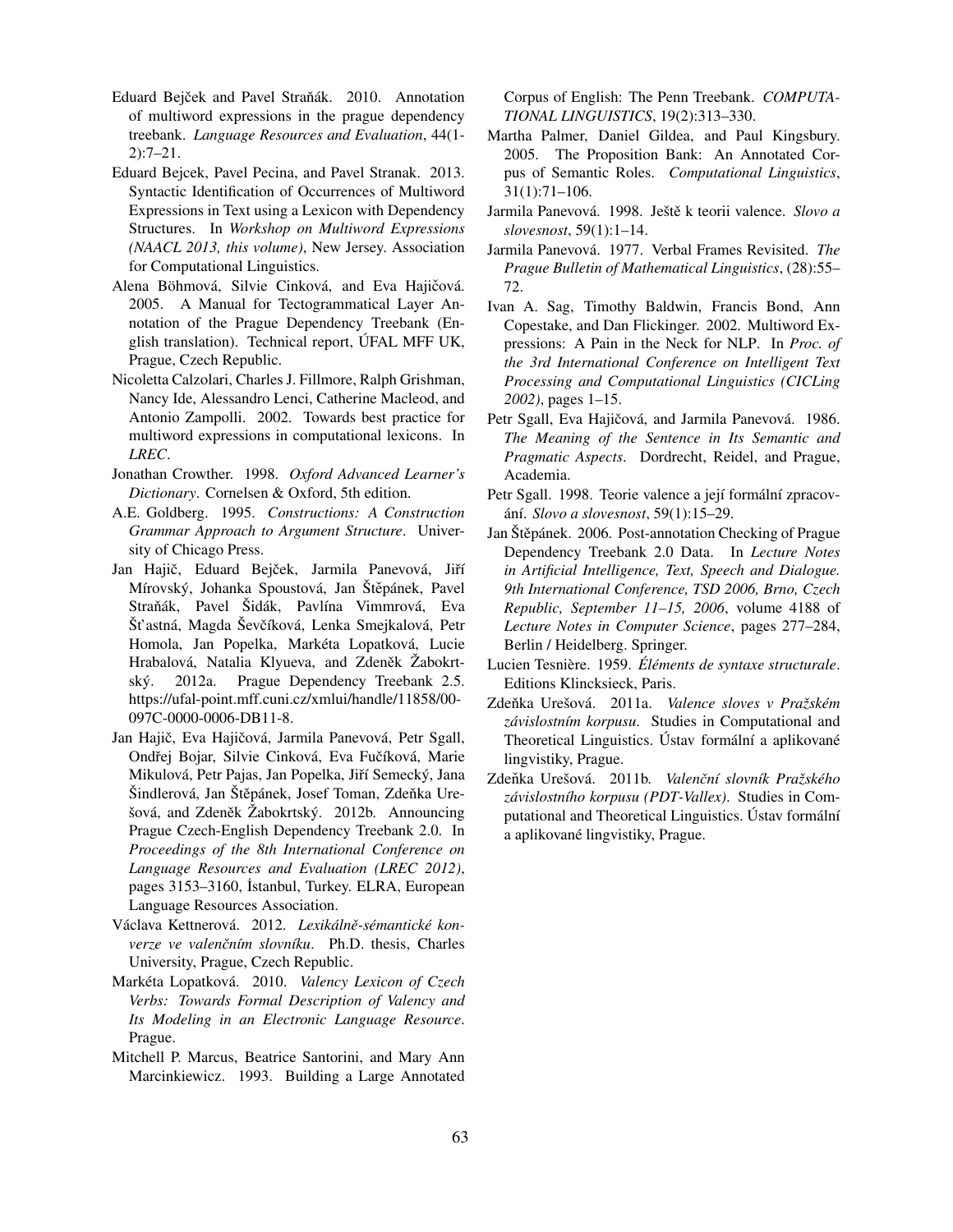Eduard Bejček and Pavel Straňák. 2010. Annotation of multiword expressions in the prague dependency treebank. *Language Resources and Evaluation*, 44(1-2):7–21.

Eduard Bejcek, Pavel Pecina, and Pavel Stranak. 2013. Syntactic Identification of Occurrences of Multiword Expressions in Text using a Lexicon with Dependency Structures. In *Workshop on Multiword Expressions (NAACL 2013, this volume)*, New Jersey. Association for Computational Linguistics.

Alena Böhmová, Silvie Cinková, and Eva Hajičová. 2005. A Manual for Tectogrammatical Layer Annotation of the Prague Dependency Treebank (English translation). Technical report, ÚFAL MFF UK, Prague, Czech Republic.

Nicoletta Calzolari, Charles J. Fillmore, Ralph Grishman, Nancy Ide, Alessandro Lenci, Catherine Macleod, and Antonio Zampolli. 2002. Towards best practice for multiword expressions in computational lexicons. In *LREC*.

Jonathan Crowther. 1998. *Oxford Advanced Learner's Dictionary*. Cornelsen & Oxford, 5th edition.

A.E. Goldberg. 1995. *Constructions: A Construction Grammar Approach to Argument Structure*. University of Chicago Press.

Jan Hajič, Eduard Bejček, Jarmila Panevová, Jiří Mírovský, Johanka Spoustová, Jan Štěpánek, Pavel Straňák, Pavel Šidák, Pavlína Vimmrová, Eva Šťastná, Magda Ševčíková, Lenka Smejkalová, Petr Homola, Jan Popelka, Markéta Lopatková, Lucie Hrabalová, Natalia Klyueva, and Zdeněk Žabokrtský. 2012a. Prague Dependency Treebank 2.5. https://ufal-point.mff.cuni.cz/xmlui/handle/11858/00-097C-0000-0006-DB11-8.

Jan Hajič, Eva Hajičová, Jarmila Panevová, Petr Sgall, Ondřej Bojar, Silvie Cinková, Eva Fučíková, Marie Mikulová, Petr Pajas, Jan Popelka, Jiří Semecký, Jana Šindlerová, Jan Štěpánek, Josef Toman, Zdeňka Urešová, and Zdeněk Žabokrtský. 2012b. Announcing Prague Czech-English Dependency Treebank 2.0. In *Proceedings of the 8th International Conference on Language Resources and Evaluation (LREC 2012)*, pages 3153–3160, İstanbul, Turkey. ELRA, European Language Resources Association.

Václava Kettnerová. 2012. *Lexikálně-sémantické konverze ve valenčním slovníku*. Ph.D. thesis, Charles University, Prague, Czech Republic.

Markéta Lopatková. 2010. *Valency Lexicon of Czech Verbs: Towards Formal Description of Valency and Its Modeling in an Electronic Language Resource*. Prague.

Mitchell P. Marcus, Beatrice Santorini, and Mary Ann Marcinkiewicz. 1993. Building a Large Annotated Corpus of English: The Penn Treebank. *COMPUTATIONAL LINGUISTICS*, 19(2):313–330.

Martha Palmer, Daniel Gildea, and Paul Kingsbury. 2005. The Proposition Bank: An Annotated Corpus of Semantic Roles. *Computational Linguistics*, 31(1):71–106.

Jarmila Panevová. 1998. Ještě k teorii valence. *Slovo a slovesnost*, 59(1):1–14.

Jarmila Panevová. 1977. Verbal Frames Revisited. *The Prague Bulletin of Mathematical Linguistics*, (28):55–72.

Ivan A. Sag, Timothy Baldwin, Francis Bond, Ann Copestake, and Dan Flickinger. 2002. Multiword Expressions: A Pain in the Neck for NLP. In *Proc. of the 3rd International Conference on Intelligent Text Processing and Computational Linguistics (CICLing 2002)*, pages 1–15.

Petr Sgall, Eva Hajičová, and Jarmila Panevová. 1986. *The Meaning of the Sentence in Its Semantic and Pragmatic Aspects*. Dordrecht, Reidel, and Prague, Academia.

Petr Sgall. 1998. Teorie valence a její formální zpracování. *Slovo a slovesnost*, 59(1):15–29.

Jan Štěpánek. 2006. Post-annotation Checking of Prague Dependency Treebank 2.0 Data. In *Lecture Notes in Artificial Intelligence, Text, Speech and Dialogue. 9th International Conference, TSD 2006, Brno, Czech Republic, September 11–15, 2006*, volume 4188 of *Lecture Notes in Computer Science*, pages 277–284, Berlin / Heidelberg. Springer.

Lucien Tesnière. 1959. *Éléments de syntaxe structurale*. Editions Klincksieck, Paris.

Zdeňka Urešová. 2011a. *Valence sloves v Pražském závislostním korpusu*. Studies in Computational and Theoretical Linguistics. Ústav formální a aplikované lingvistiky, Prague.

Zdeňka Urešová. 2011b. *Valenční slovník Pražského závislostního korpusu (PDT-Vallex)*. Studies in Computational and Theoretical Linguistics. Ústav formální a aplikované lingvistiky, Prague.